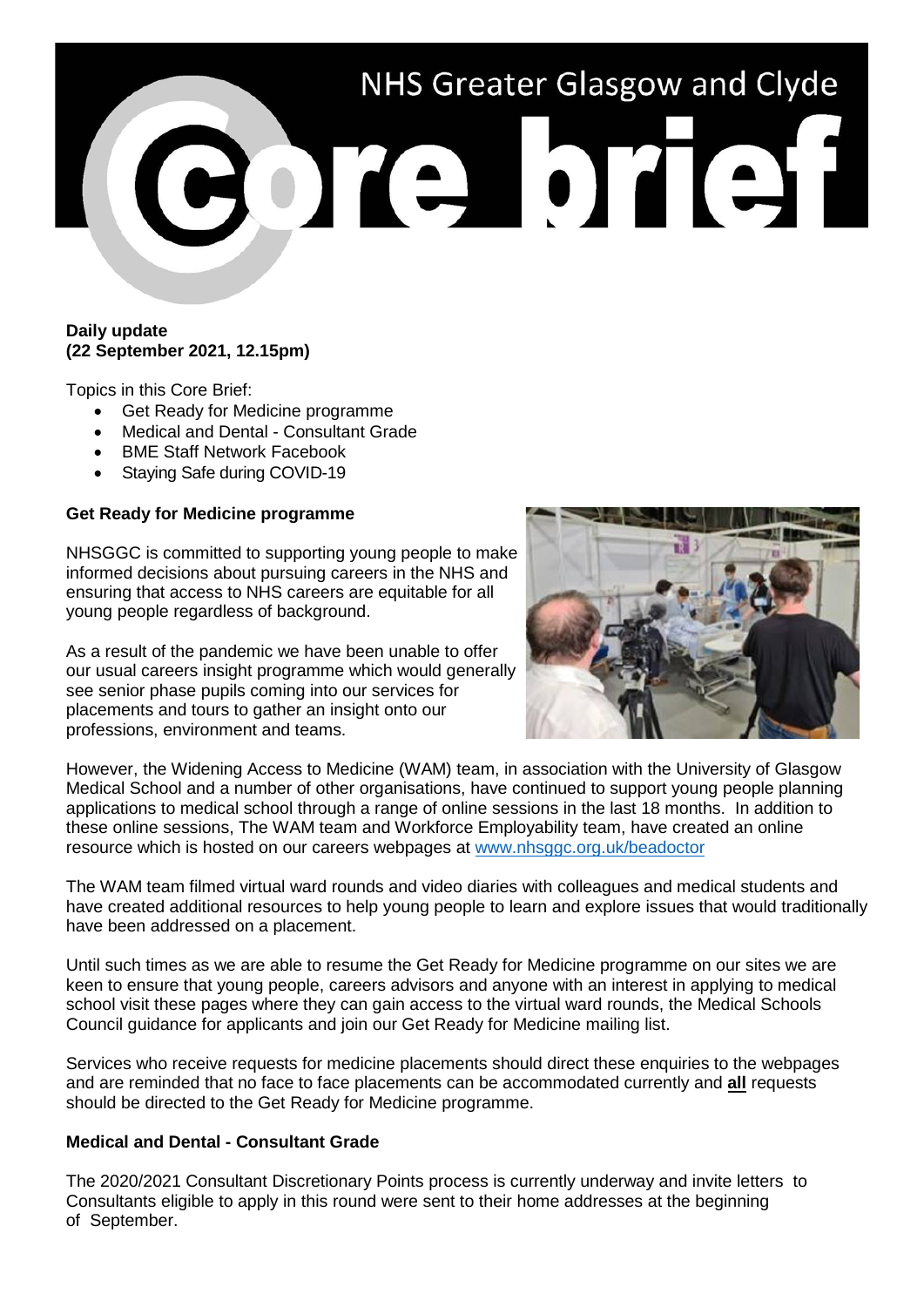NHS Greater Glasgow and Clyde

# Core brief

**Daily update**
**(22 September 2021, 12.15pm)**

Topics in this Core Brief:

- Get Ready for Medicine programme
- Medical and Dental - Consultant Grade
- BME Staff Network Facebook
- Staying Safe during COVID-19

**Get Ready for Medicine programme**

NHSGGC is committed to supporting young people to make informed decisions about pursuing careers in the NHS and ensuring that access to NHS careers are equitable for all young people regardless of background.

As a result of the pandemic we have been unable to offer our usual careers insight programme which would generally see senior phase pupils coming into our services for placements and tours to gather an insight onto our professions, environment and teams.

However, the Widening Access to Medicine (WAM) team, in association with the University of Glasgow Medical School and a number of other organisations, have continued to support young people planning applications to medical school through a range of online sessions in the last 18 months. In addition to these online sessions, The WAM team and Workforce Employability team, have created an online resource which is hosted on our careers webpages at www.nhsggc.org.uk/beadoctor

The WAM team filmed virtual ward rounds and video diaries with colleagues and medical students and have created additional resources to help young people to learn and explore issues that would traditionally have been addressed on a placement.

Until such times as we are able to resume the Get Ready for Medicine programme on our sites we are keen to ensure that young people, careers advisors and anyone with an interest in applying to medical school visit these pages where they can gain access to the virtual ward rounds, the Medical Schools Council guidance for applicants and join our Get Ready for Medicine mailing list.

Services who receive requests for medicine placements should direct these enquiries to the webpages and are reminded that no face to face placements can be accommodated currently and **all** requests should be directed to the Get Ready for Medicine programme.

**Medical and Dental - Consultant Grade**

The 2020/2021 Consultant Discretionary Points process is currently underway and invite letters to Consultants eligible to apply in this round were sent to their home addresses at the beginning of September.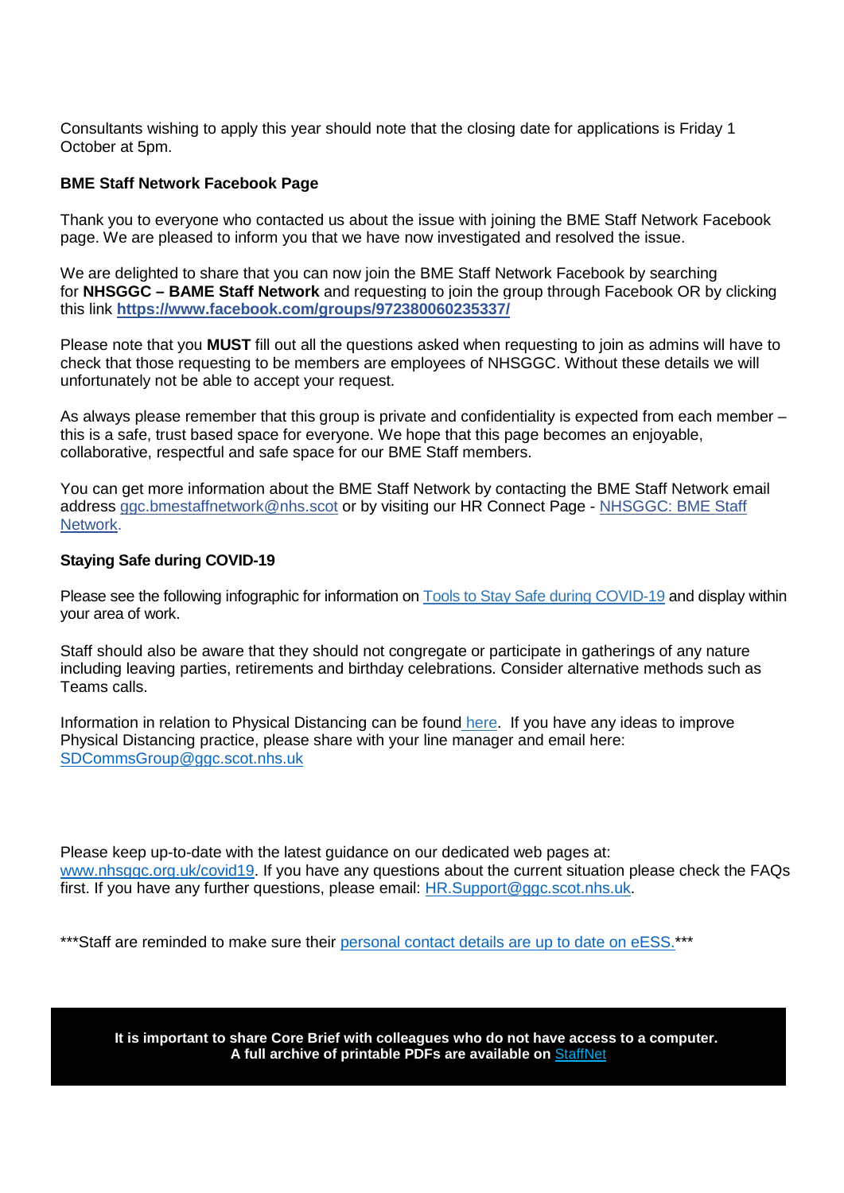Consultants wishing to apply this year should note that the closing date for applications is Friday 1 October at 5pm.

**BME Staff Network Facebook Page**

Thank you to everyone who contacted us about the issue with joining the BME Staff Network Facebook page. We are pleased to inform you that we have now investigated and resolved the issue.

We are delighted to share that you can now join the BME Staff Network Facebook by searching for **NHSGGC – BAME Staff Network** and requesting to join the group through Facebook OR by clicking this link **https://www.facebook.com/groups/972380060235337/**

Please note that you **MUST** fill out all the questions asked when requesting to join as admins will have to check that those requesting to be members are employees of NHSGGC. Without these details we will unfortunately not be able to accept your request.

As always please remember that this group is private and confidentiality is expected from each member – this is a safe, trust based space for everyone. We hope that this page becomes an enjoyable, collaborative, respectful and safe space for our BME Staff members.

You can get more information about the BME Staff Network by contacting the BME Staff Network email address ggc.bmestaffnetwork@nhs.scot or by visiting our HR Connect Page - NHSGGC: BME Staff Network.

**Staying Safe during COVID-19**

Please see the following infographic for information on Tools to Stay Safe during COVID-19 and display within your area of work.

Staff should also be aware that they should not congregate or participate in gatherings of any nature including leaving parties, retirements and birthday celebrations. Consider alternative methods such as Teams calls.

Information in relation to Physical Distancing can be found here. If you have any ideas to improve Physical Distancing practice, please share with your line manager and email here: SDCommsGroup@ggc.scot.nhs.uk

Please keep up-to-date with the latest guidance on our dedicated web pages at: www.nhsggc.org.uk/covid19. If you have any questions about the current situation please check the FAQs first. If you have any further questions, please email: HR.Support@ggc.scot.nhs.uk.

***Staff are reminded to make sure their personal contact details are up to date on eESS.***

**It is important to share Core Brief with colleagues who do not have access to a computer.**
**A full archive of printable PDFs are available on StaffNet**